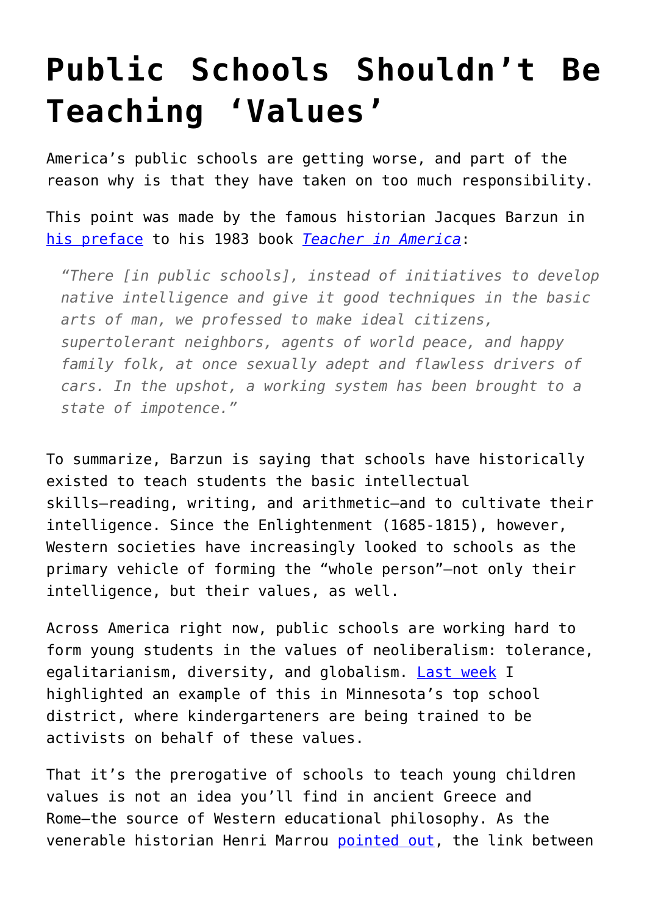# Public Schools Shouldn't Be Teaching 'Values'

America's public schools are getting worse, and part of the reason why is that they have taken on too much responsibility.

This point was made by the famous historian Jacques Barzun in [his preface](#) to his 1983 book *[Teacher in America](#)*:

> *"There [in public schools], instead of initiatives to develop native intelligence and give it good techniques in the basic arts of man, we professed to make ideal citizens, supertolerant neighbors, agents of world peace, and happy family folk, at once sexually adept and flawless drivers of cars. In the upshot, a working system has been brought to a state of impotence."*

To summarize, Barzun is saying that schools have historically existed to teach students the basic intellectual skills—reading, writing, and arithmetic—and to cultivate their intelligence. Since the Enlightenment (1685-1815), however, Western societies have increasingly looked to schools as the primary vehicle of forming the "whole person"—not only their intelligence, but their values, as well.

Across America right now, public schools are working hard to form young students in the values of neoliberalism: tolerance, egalitarianism, diversity, and globalism. [Last week](#) I highlighted an example of this in Minnesota's top school district, where kindergarteners are being trained to be activists on behalf of these values.

That it's the prerogative of schools to teach young children values is not an idea you'll find in ancient Greece and Rome—the source of Western educational philosophy. As the venerable historian Henri Marrou [pointed out](#), the link between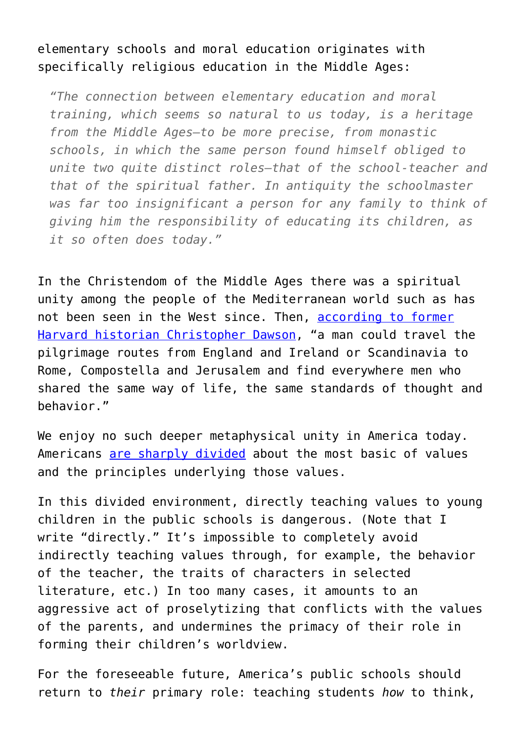elementary schools and moral education originates with specifically religious education in the Middle Ages:

> *"The connection between elementary education and moral training, which seems so natural to us today, is a heritage from the Middle Ages—to be more precise, from monastic schools, in which the same person found himself obliged to unite two quite distinct roles—that of the school-teacher and that of the spiritual father. In antiquity the schoolmaster was far too insignificant a person for any family to think of giving him the responsibility of educating its children, as it so often does today."*

In the Christendom of the Middle Ages there was a spiritual unity among the people of the Mediterranean world such as has not been seen in the West since. Then, according to former Harvard historian Christopher Dawson, "a man could travel the pilgrimage routes from England and Ireland or Scandinavia to Rome, Compostella and Jerusalem and find everywhere men who shared the same way of life, the same standards of thought and behavior."

We enjoy no such deeper metaphysical unity in America today. Americans are sharply divided about the most basic of values and the principles underlying those values.

In this divided environment, directly teaching values to young children in the public schools is dangerous. (Note that I write "directly." It's impossible to completely avoid indirectly teaching values through, for example, the behavior of the teacher, the traits of characters in selected literature, etc.) In too many cases, it amounts to an aggressive act of proselytizing that conflicts with the values of the parents, and undermines the primacy of their role in forming their children's worldview.

For the foreseeable future, America's public schools should return to *their* primary role: teaching students *how* to think,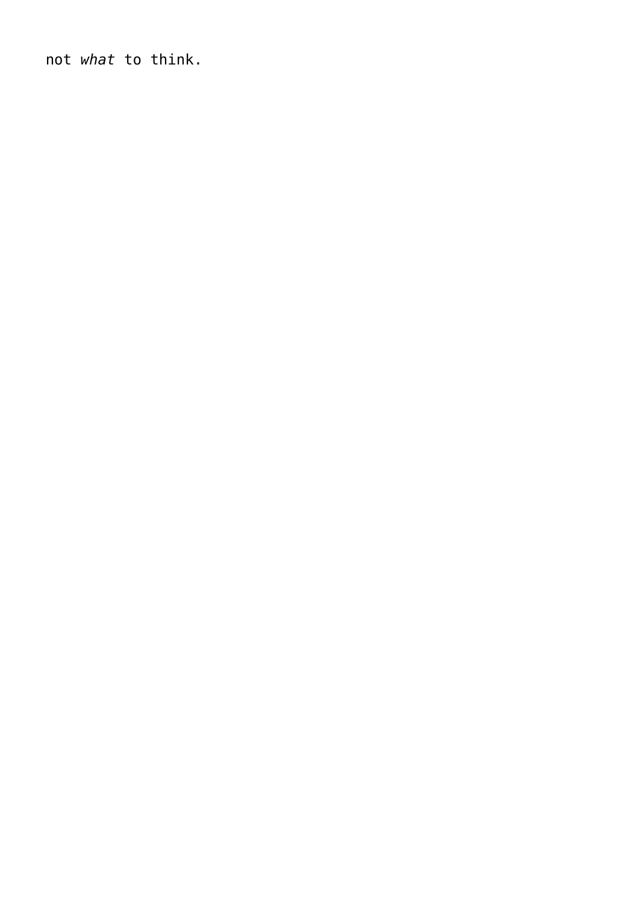not *what* to think.